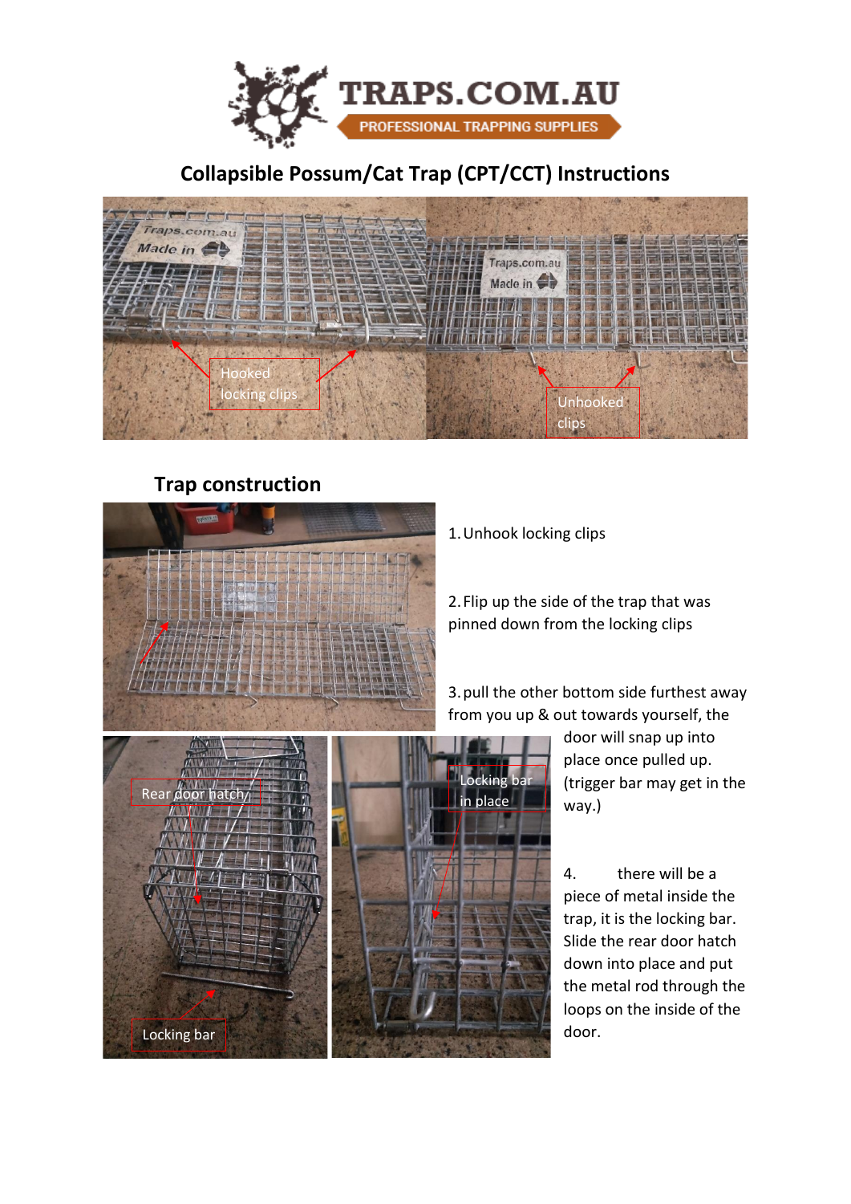# Collapsible Possum/Cat Trap (CPT/CCT) Instructions

Hooked locking clips

Unhooked clips

## Trap construction

1. Unhook locking clips

2. Flip up the side of the trap that was pinned down from the locking clips

3. pull the other bottom side furthest away from you up & out towards yourself, the door will snap up into place once pulled up. (trigger bar may get in the way.)

4. there will be a piece of metal inside the trap, it is the locking bar. Slide the rear door hatch down into place and put the metal rod through the loops on the inside of the door.

Rear door hatch

Locking bar

Locking bar in place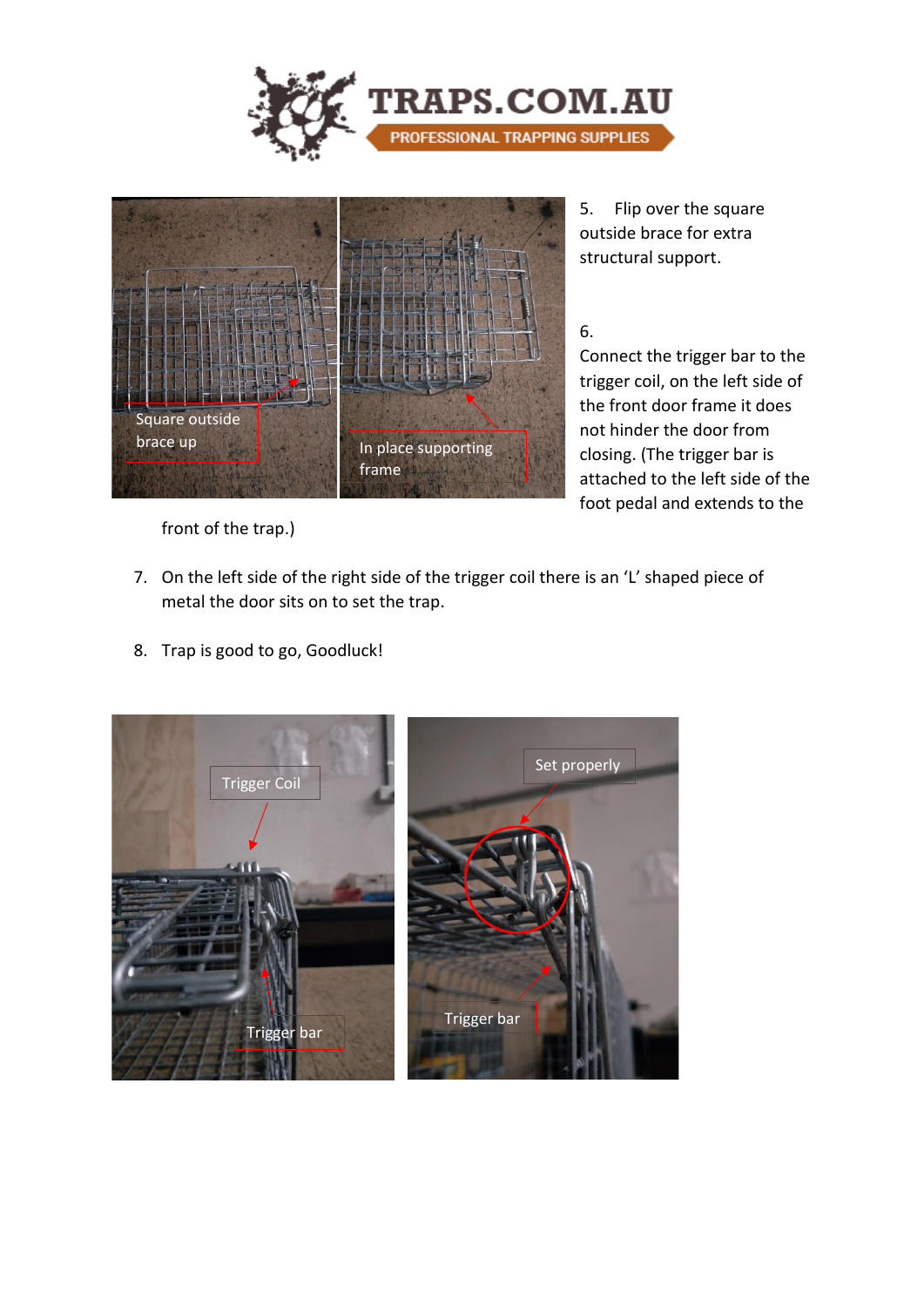5. Flip over the square outside brace for extra structural support.

6. Connect the trigger bar to the trigger coil, on the left side of the front door frame it does not hinder the door from closing. (The trigger bar is attached to the left side of the foot pedal and extends to the front of the trap.)

7. On the left side of the right side of the trigger coil there is an 'L' shaped piece of metal the door sits on to set the trap.

8. Trap is good to go, Goodluck!